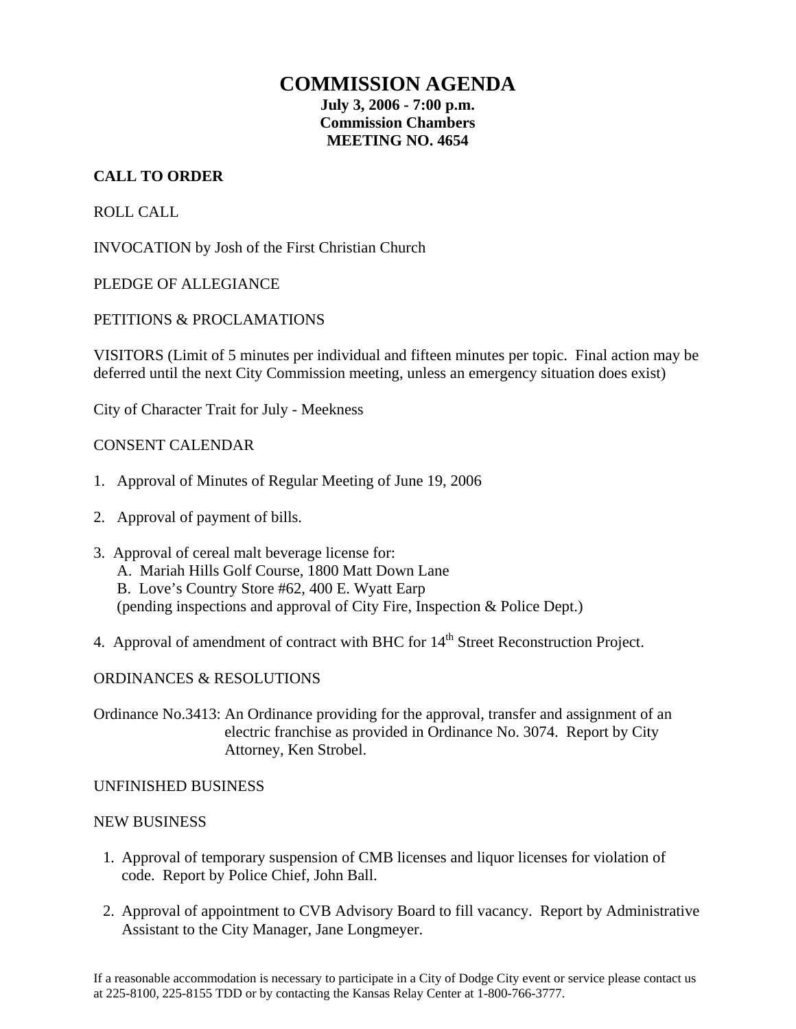# COMMISSION AGENDA

**July 3, 2006 - 7:00 p.m.**
**Commission Chambers**
**MEETING NO. 4654**

**CALL TO ORDER**

ROLL CALL

INVOCATION by Josh of the First Christian Church

PLEDGE OF ALLEGIANCE

PETITIONS & PROCLAMATIONS

VISITORS (Limit of 5 minutes per individual and fifteen minutes per topic. Final action may be deferred until the next City Commission meeting, unless an emergency situation does exist)

City of Character Trait for July - Meekness

CONSENT CALENDAR

1. Approval of Minutes of Regular Meeting of June 19, 2006
2. Approval of payment of bills.
3. Approval of cereal malt beverage license for:
   A. Mariah Hills Golf Course, 1800 Matt Down Lane
   B. Love's Country Store #62, 400 E. Wyatt Earp
   (pending inspections and approval of City Fire, Inspection & Police Dept.)
4. Approval of amendment of contract with BHC for 14th Street Reconstruction Project.

ORDINANCES & RESOLUTIONS

Ordinance No.3413: An Ordinance providing for the approval, transfer and assignment of an electric franchise as provided in Ordinance No. 3074. Report by City Attorney, Ken Strobel.

UNFINISHED BUSINESS

NEW BUSINESS

1. Approval of temporary suspension of CMB licenses and liquor licenses for violation of code. Report by Police Chief, John Ball.
2. Approval of appointment to CVB Advisory Board to fill vacancy. Report by Administrative Assistant to the City Manager, Jane Longmeyer.

If a reasonable accommodation is necessary to participate in a City of Dodge City event or service please contact us at 225-8100, 225-8155 TDD or by contacting the Kansas Relay Center at 1-800-766-3777.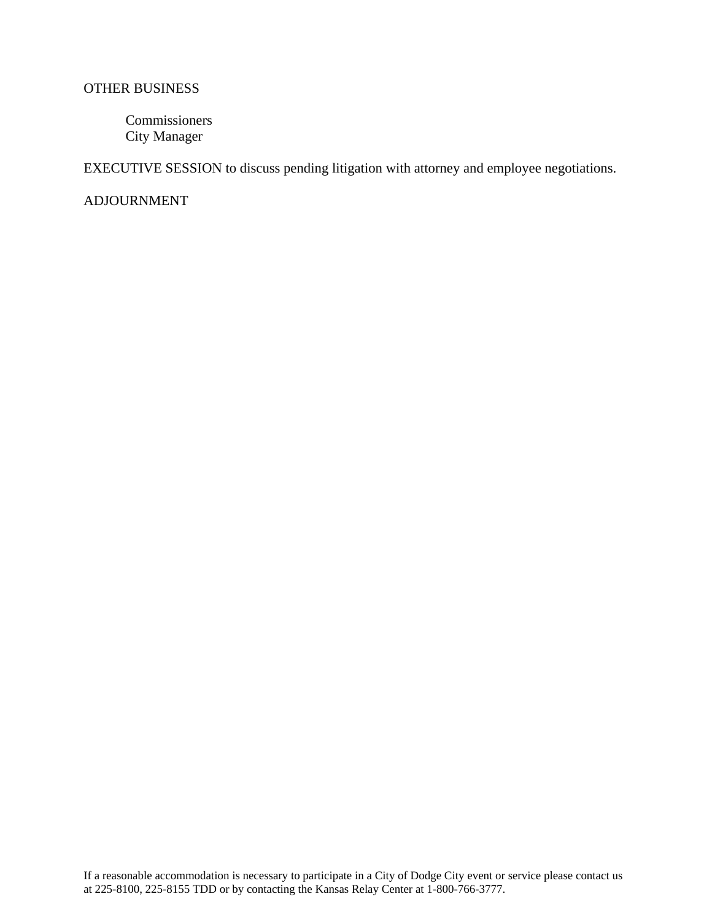OTHER BUSINESS

Commissioners
City Manager

EXECUTIVE SESSION to discuss pending litigation with attorney and employee negotiations.

ADJOURNMENT

If a reasonable accommodation is necessary to participate in a City of Dodge City event or service please contact us at 225-8100, 225-8155 TDD or by contacting the Kansas Relay Center at 1-800-766-3777.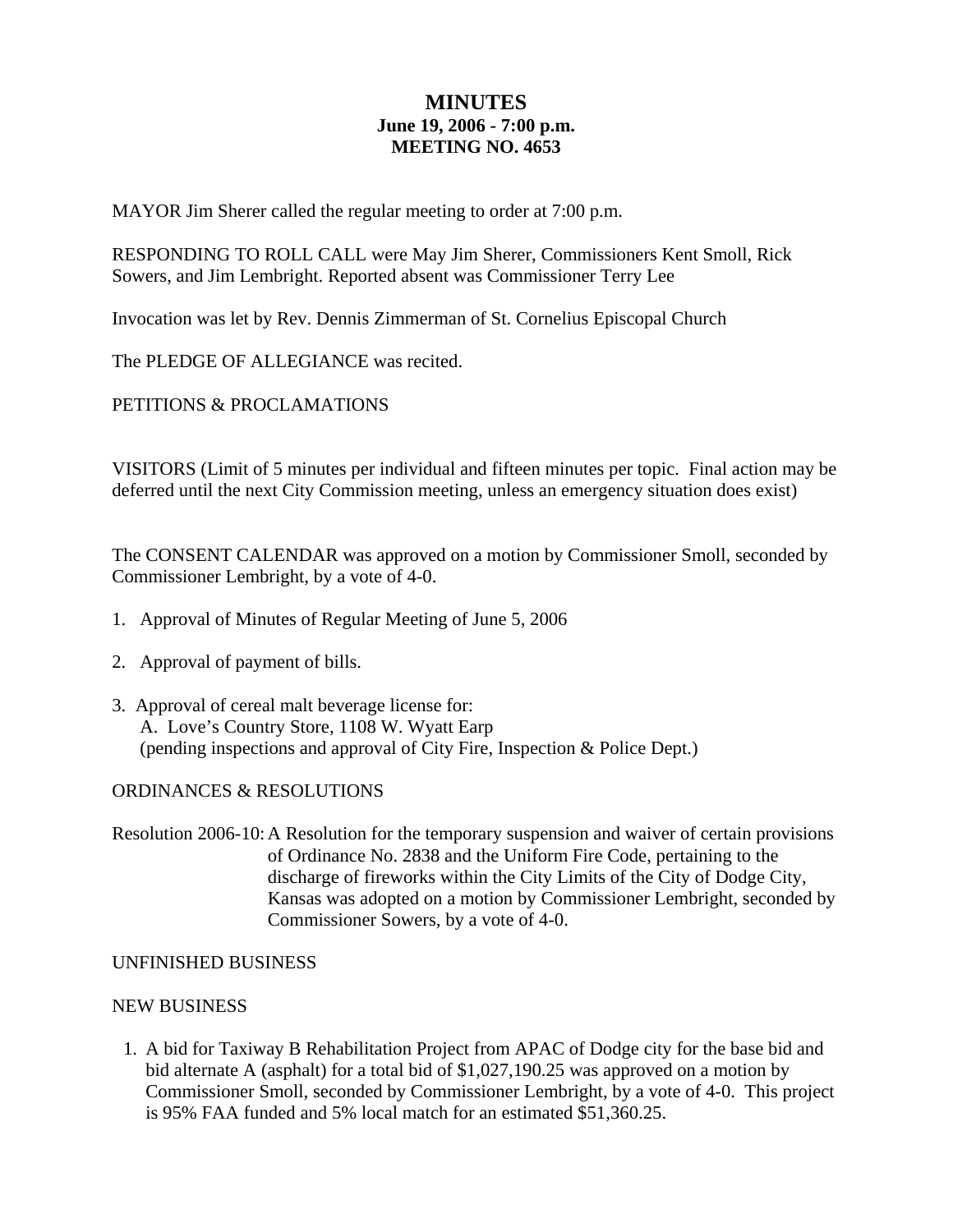# MINUTES
**June 19, 2006 - 7:00 p.m.**
**MEETING NO. 4653**

MAYOR Jim Sherer called the regular meeting to order at 7:00 p.m.

RESPONDING TO ROLL CALL were May Jim Sherer, Commissioners Kent Smoll, Rick Sowers, and Jim Lembright. Reported absent was Commissioner Terry Lee

Invocation was let by Rev. Dennis Zimmerman of St. Cornelius Episcopal Church

The PLEDGE OF ALLEGIANCE was recited.

PETITIONS & PROCLAMATIONS

VISITORS (Limit of 5 minutes per individual and fifteen minutes per topic. Final action may be deferred until the next City Commission meeting, unless an emergency situation does exist)

The CONSENT CALENDAR was approved on a motion by Commissioner Smoll, seconded by Commissioner Lembright, by a vote of 4-0.

1. Approval of Minutes of Regular Meeting of June 5, 2006
2. Approval of payment of bills.
3. Approval of cereal malt beverage license for:
   A. Love's Country Store, 1108 W. Wyatt Earp
   (pending inspections and approval of City Fire, Inspection & Police Dept.)

ORDINANCES & RESOLUTIONS

Resolution 2006-10: A Resolution for the temporary suspension and waiver of certain provisions of Ordinance No. 2838 and the Uniform Fire Code, pertaining to the discharge of fireworks within the City Limits of the City of Dodge City, Kansas was adopted on a motion by Commissioner Lembright, seconded by Commissioner Sowers, by a vote of 4-0.

UNFINISHED BUSINESS

NEW BUSINESS

1. A bid for Taxiway B Rehabilitation Project from APAC of Dodge city for the base bid and bid alternate A (asphalt) for a total bid of $1,027,190.25 was approved on a motion by Commissioner Smoll, seconded by Commissioner Lembright, by a vote of 4-0. This project is 95% FAA funded and 5% local match for an estimated $51,360.25.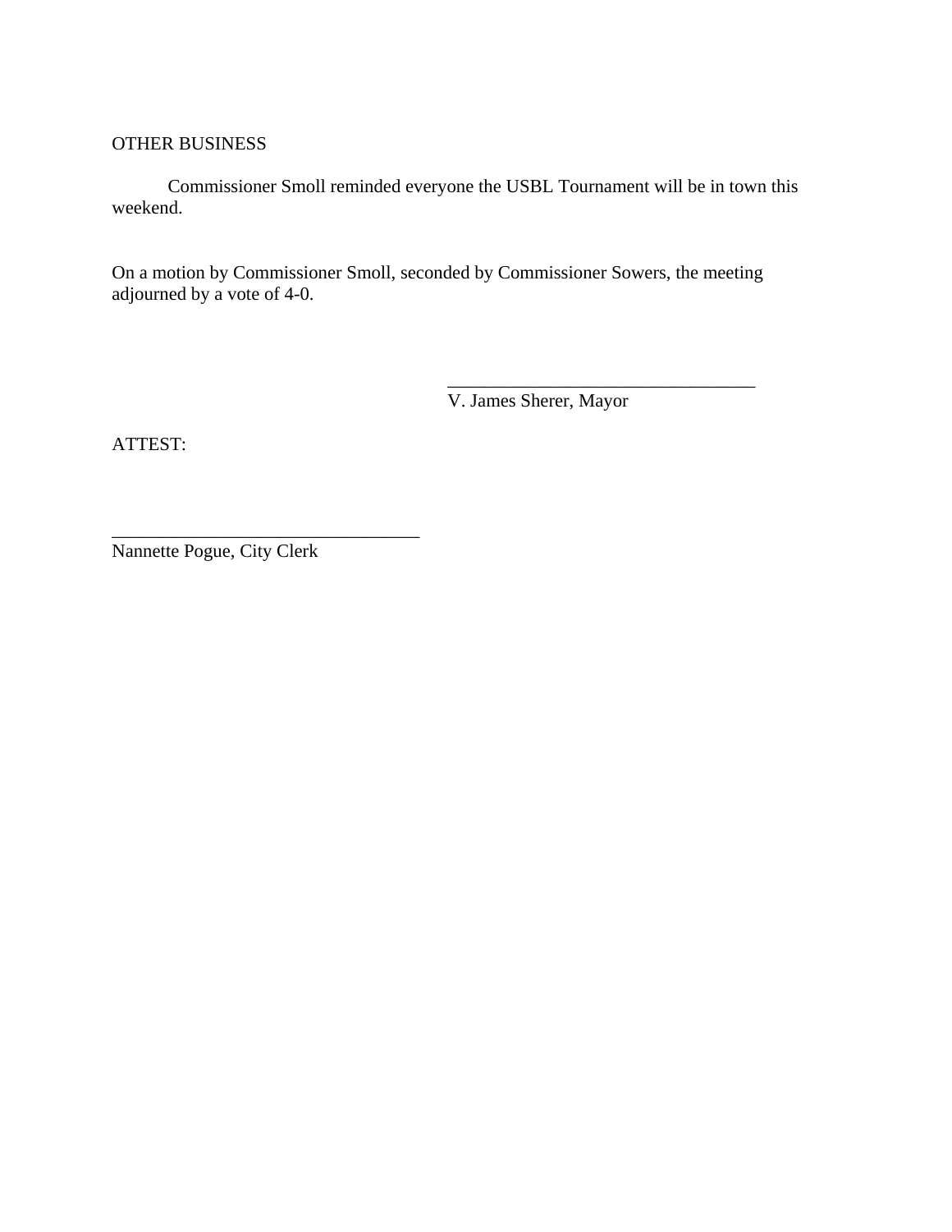OTHER BUSINESS

Commissioner Smoll reminded everyone the USBL Tournament will be in town this weekend.

On a motion by Commissioner Smoll, seconded by Commissioner Sowers, the meeting adjourned by a vote of 4-0.

__________________________________
V. James Sherer, Mayor

ATTEST:

__________________________________
Nannette Pogue, City Clerk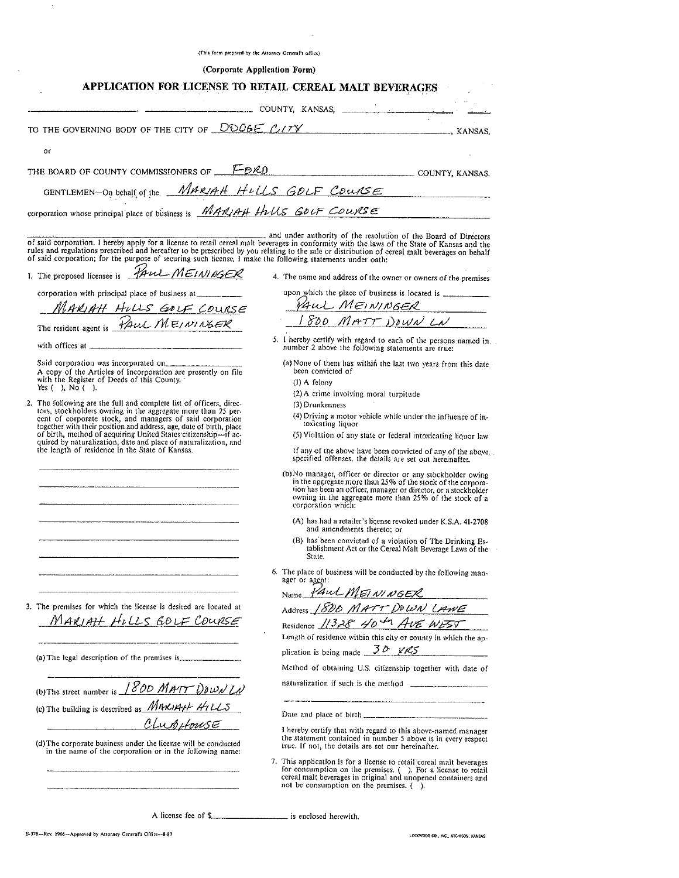(This form prepared by the Attorney General's office)

**(Corporate Application Form)**

# APPLICATION FOR LICENSE TO RETAIL CEREAL MALT BEVERAGES

_______________, _______________ COUNTY, KANSAS, _______________, ____

TO THE GOVERNING BODY OF THE CITY OF DODGE CITY, KANSAS,

or

THE BOARD OF COUNTY COMMISSIONERS OF FORD COUNTY, KANSAS.

GENTLEMEN—On behalf of the MARIAH HILLS GOLF COURSE

corporation whose principal place of business is MARIAH HILLS GOLF COURSE

_______________ and under authority of the resolution of the Board of Directors of said corporation. I hereby apply for a license to retail cereal malt beverages in conformity with the laws of the State of Kansas and the rules and regulations prescribed and hereafter to be prescribed by you relating to the sale or distribution of cereal malt beverages on behalf of said corporation; for the purpose of securing such license, I make the following statements under oath:

1. The proposed licensee is PAUL MEININGER corporation with principal place of business at MARIAH HILLS GOLF COURSE

   The resident agent is PAUL MEININGER

   with offices at _______________

   Said corporation was incorporated on _______________

   A copy of the Articles of Incorporation are presently on file with the Register of Deeds of this County. Yes ( ), No ( ).

2. The following are the full and complete list of officers, directors, stockholders owning in the aggregate more than 25 per cent of corporate stock, and managers of said corporation together with their position and address, age, date of birth, place of birth, method of acquiring United States citizenship—if acquired by naturalization, date and place of naturalization, and the length of residence in the State of Kansas.

   _______________

3. The premises for which the license is desired are located at MARIAH HILLS GOLF COURSE

   (a) The legal description of the premises is _______________

   (b) The street number is 1800 MATT DOWN LN

   (c) The building is described as MARIAH HILLS CLUBHOUSE

   (d) The corporate business under the license will be conducted in the name of the corporation or in the following name: _______________

4. The name and address of the owner or owners of the premises upon which the place of business is located is PAUL MEININGER 1800 MATT DOWN LN

5. I hereby certify with regard to each of the persons named in number 2 above the following statements are true:

   (a) None of them has within the last two years from this date been convicted of
   - (1) A felony
   - (2) A crime involving moral turpitude
   - (3) Drunkenness
   - (4) Driving a motor vehicle while under the influence of intoxicating liquor
   - (5) Violation of any state or federal intoxicating liquor law

   If any of the above have been convicted of any of the above specified offenses, the details are set out hereinafter.

   (b) No manager, officer or director or any stockholder owing in the aggregate more than 25% of the stock of the corporation has been an officer, manager or director, or a stockholder owning in the aggregate more than 25% of the stock of a corporation which:
   - (A) has had a retailer's license revoked under K.S.A. 41-2708 and amendments thereto; or
   - (B) has been convicted of a violation of The Drinking Establishment Act or the Cereal Malt Beverage Laws of the State.

6. The place of business will be conducted by the following manager or agent:

   Name PAUL MEININGER

   Address 1800 MATT DOWN LANE

   Residence 11328 40th AVE WEST

   Length of residence within this city or county in which the application is being made 30 YRS

   Method of obtaining U.S. citizenship together with date of naturalization if such is the method _______________

   Date and place of birth _______________

   I hereby certify that with regard to this above-named manager the statement contained in number 5 above is in every respect true. If not, the details are set our hereinafter.

7. This application is for a license to retail cereal malt beverages for consumption on the premises. ( ). For a license to retail cereal malt beverages in original and unopened containers and not be consumption on the premises. ( ).

A license fee of $_______________ is enclosed herewith.

B-378—Rev. 1966—Approved by Attorney General's Office—8-87

LOCKWOOD CO., INC., ATCHISON, KANSAS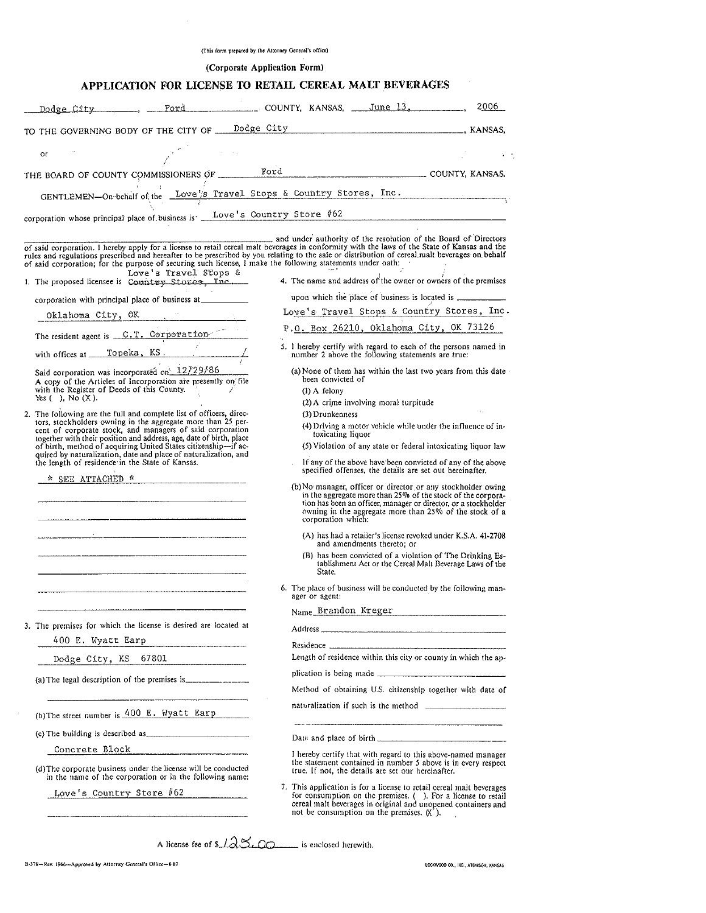(This form prepared by the Attorney General's office)

(Corporate Application Form)

# APPLICATION FOR LICENSE TO RETAIL CEREAL MALT BEVERAGES

Dodge City, Ford COUNTY, KANSAS, June 13, 2006

TO THE GOVERNING BODY OF THE CITY OF Dodge City, KANSAS,

or

THE BOARD OF COUNTY COMMISSIONERS OF Ford COUNTY, KANSAS.

GENTLEMEN—On behalf of the Love's Travel Stops & Country Stores, Inc.

corporation whose principal place of business is Love's Country Store #62

and under authority of the resolution of the Board of Directors of said corporation. I hereby apply for a license to retail cereal malt beverages in conformity with the laws of the State of Kansas and the rules and regulations prescribed and hereafter to be prescribed by you relating to the sale or distribution of cereal malt beverages on behalf of said corporation; for the purpose of securing such license, I make the following statements under oath:

1. The proposed licensee is Love's Travel Stops & ~~Country Stores, Inc.~~ corporation with principal place of business at Oklahoma City, OK

   The resident agent is C.T. Corporation

   with offices at Topeka, KS

   Said corporation was incorporated on 12/29/86

   A copy of the Articles of Incorporation are presently on file with the Register of Deeds of this County. Yes ( ), No (X).

2. The following are the full and complete list of officers, directors, stockholders owning in the aggregate more than 25 percent of corporate stock, and managers of said corporation together with their position and address, age, date of birth, place of birth, method of acquiring United States citizenship—if acquired by naturalization, date and place of naturalization, and the length of residence in the State of Kansas.

   \* SEE ATTACHED \*

3. The premises for which the license is desired are located at 400 E. Wyatt Earp Dodge City, KS 67801

   (a) The legal description of the premises is

   (b) The street number is 400 E. Wyatt Earp

   (c) The building is described as Concrete Block

   (d) The corporate business under the license will be conducted in the name of the corporation or in the following name: Love's Country Store #62

4. The name and address of the owner or owners of the premises upon which the place of business is located is Love's Travel Stops & Country Stores, Inc. P.O. Box 26210, Oklahoma City, OK 73126

5. I hereby certify with regard to each of the persons named in number 2 above the following statements are true:

   (a) None of them has within the last two years from this date been convicted of
   (1) A felony
   (2) A crime involving moral turpitude
   (3) Drunkenness
   (4) Driving a motor vehicle while under the influence of intoxicating liquor
   (5) Violation of any state or federal intoxicating liquor law

   If any of the above have been convicted of any of the above specified offenses, the details are set out hereinafter.

   (b) No manager, officer or director or any stockholder owing in the aggregate more than 25% of the stock of the corporation has been an officer, manager or director, or a stockholder owning in the aggregate more than 25% of the stock of a corporation which:

   (A) has had a retailer's license revoked under K.S.A. 41-2708 and amendments thereto; or

   (B) has been convicted of a violation of The Drinking Establishment Act or the Cereal Malt Beverage Laws of the State.

6. The place of business will be conducted by the following manager or agent:

   Name Brandon Kreger

   Address

   Residence

   Length of residence within this city or county in which the application is being made

   Method of obtaining U.S. citizenship together with date of naturalization if such is the method

   Date and place of birth

   I hereby certify that with regard to this above-named manager the statement contained in number 5 above is in every respect true. If not, the details are set out hereinafter.

7. This application is for a license to retail cereal malt beverages for consumption on the premises. ( ). For a license to retail cereal malt beverages in original and unopened containers and not be consumption on the premises. (X).

A license fee of $125.00 is enclosed herewith.

B-378—Rev. 1966—Approved by Attorney General's Office—8-87

LOCKWOOD CO., INC., ATCHISON, KANSAS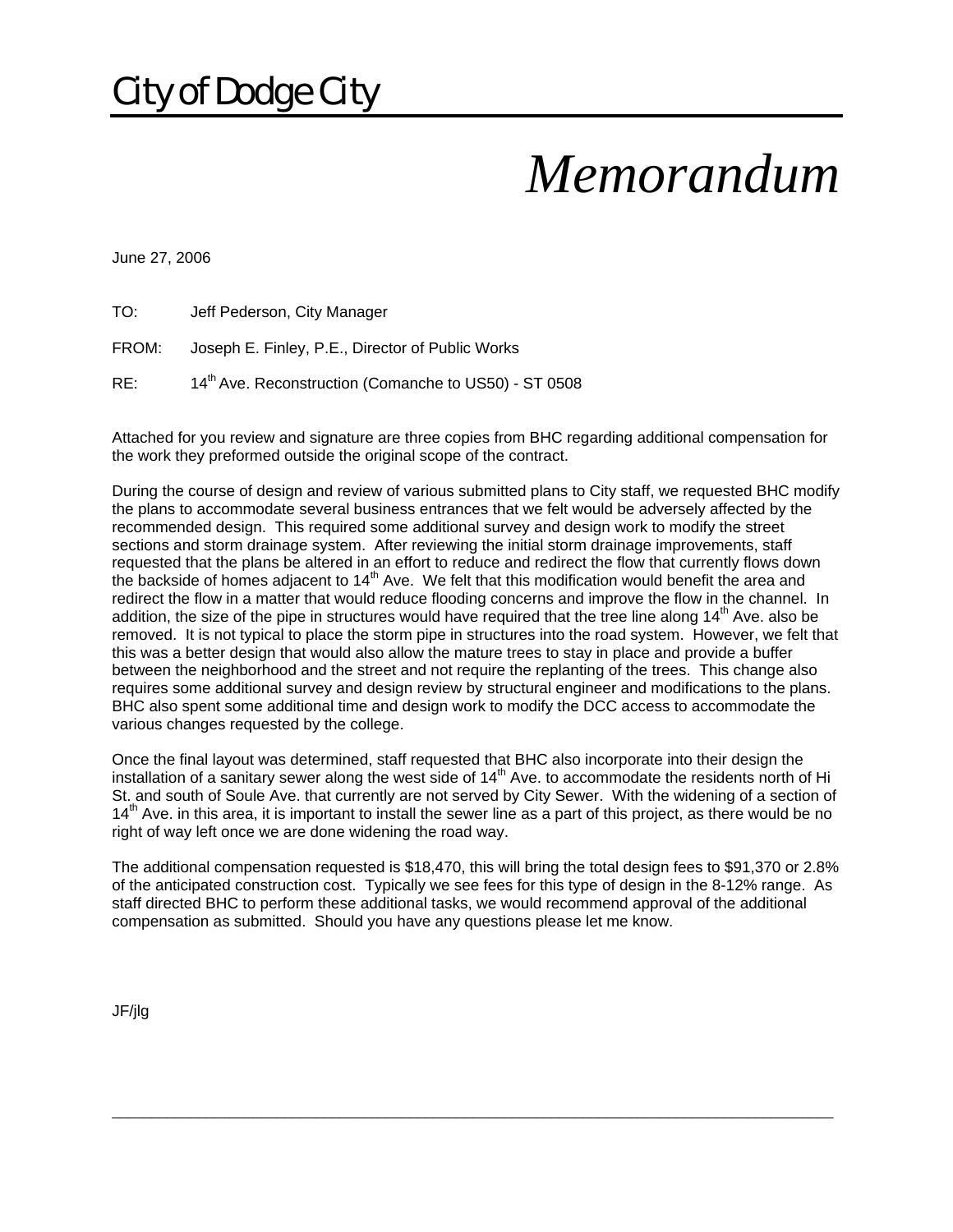# City of Dodge City

# *Memorandum*

June 27, 2006

TO: Jeff Pederson, City Manager

FROM: Joseph E. Finley, P.E., Director of Public Works

RE: 14th Ave. Reconstruction (Comanche to US50) - ST 0508

Attached for you review and signature are three copies from BHC regarding additional compensation for the work they preformed outside the original scope of the contract.

During the course of design and review of various submitted plans to City staff, we requested BHC modify the plans to accommodate several business entrances that we felt would be adversely affected by the recommended design. This required some additional survey and design work to modify the street sections and storm drainage system. After reviewing the initial storm drainage improvements, staff requested that the plans be altered in an effort to reduce and redirect the flow that currently flows down the backside of homes adjacent to 14th Ave. We felt that this modification would benefit the area and redirect the flow in a matter that would reduce flooding concerns and improve the flow in the channel. In addition, the size of the pipe in structures would have required that the tree line along 14th Ave. also be removed. It is not typical to place the storm pipe in structures into the road system. However, we felt that this was a better design that would also allow the mature trees to stay in place and provide a buffer between the neighborhood and the street and not require the replanting of the trees. This change also requires some additional survey and design review by structural engineer and modifications to the plans. BHC also spent some additional time and design work to modify the DCC access to accommodate the various changes requested by the college.

Once the final layout was determined, staff requested that BHC also incorporate into their design the installation of a sanitary sewer along the west side of 14th Ave. to accommodate the residents north of Hi St. and south of Soule Ave. that currently are not served by City Sewer. With the widening of a section of 14th Ave. in this area, it is important to install the sewer line as a part of this project, as there would be no right of way left once we are done widening the road way.

The additional compensation requested is $18,470, this will bring the total design fees to $91,370 or 2.8% of the anticipated construction cost. Typically we see fees for this type of design in the 8-12% range. As staff directed BHC to perform these additional tasks, we would recommend approval of the additional compensation as submitted. Should you have any questions please let me know.

JF/jlg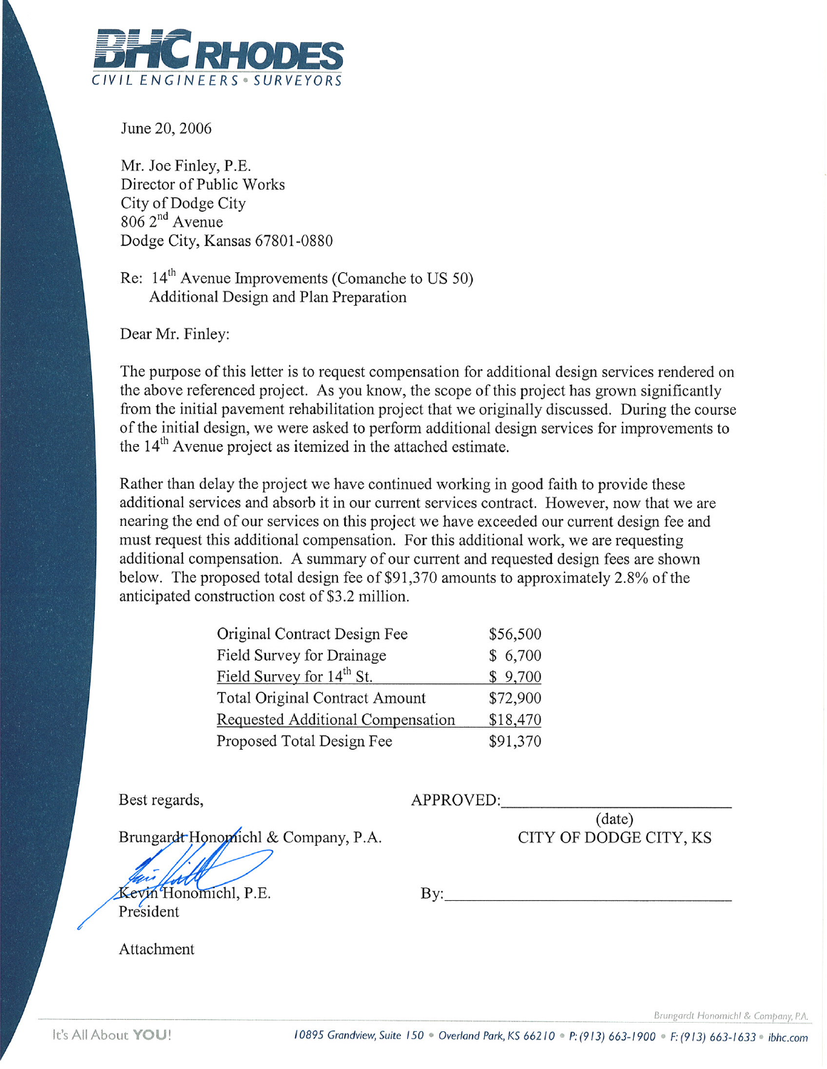**BHC RHODES**
CIVIL ENGINEERS • SURVEYORS

June 20, 2006

Mr. Joe Finley, P.E.
Director of Public Works
City of Dodge City
806 2nd Avenue
Dodge City, Kansas 67801-0880

Re: 14th Avenue Improvements (Comanche to US 50)
Additional Design and Plan Preparation

Dear Mr. Finley:

The purpose of this letter is to request compensation for additional design services rendered on the above referenced project. As you know, the scope of this project has grown significantly from the initial pavement rehabilitation project that we originally discussed. During the course of the initial design, we were asked to perform additional design services for improvements to the 14th Avenue project as itemized in the attached estimate.

Rather than delay the project we have continued working in good faith to provide these additional services and absorb it in our current services contract. However, now that we are nearing the end of our services on this project we have exceeded our current design fee and must request this additional compensation. For this additional work, we are requesting additional compensation. A summary of our current and requested design fees are shown below. The proposed total design fee of $91,370 amounts to approximately 2.8% of the anticipated construction cost of $3.2 million.

| | |
|---|---|
| Original Contract Design Fee | $56,500 |
| Field Survey for Drainage | $ 6,700 |
| Field Survey for 14th St. | $ 9,700 |
| Total Original Contract Amount | $72,900 |
| Requested Additional Compensation | $18,470 |
| Proposed Total Design Fee | $91,370 |

Best regards,

Brungardt Honomichl & Company, P.A.

Kevin Honomichl, P.E.
President

Attachment

APPROVED:____________________________
(date)
CITY OF DODGE CITY, KS

By:____________________________________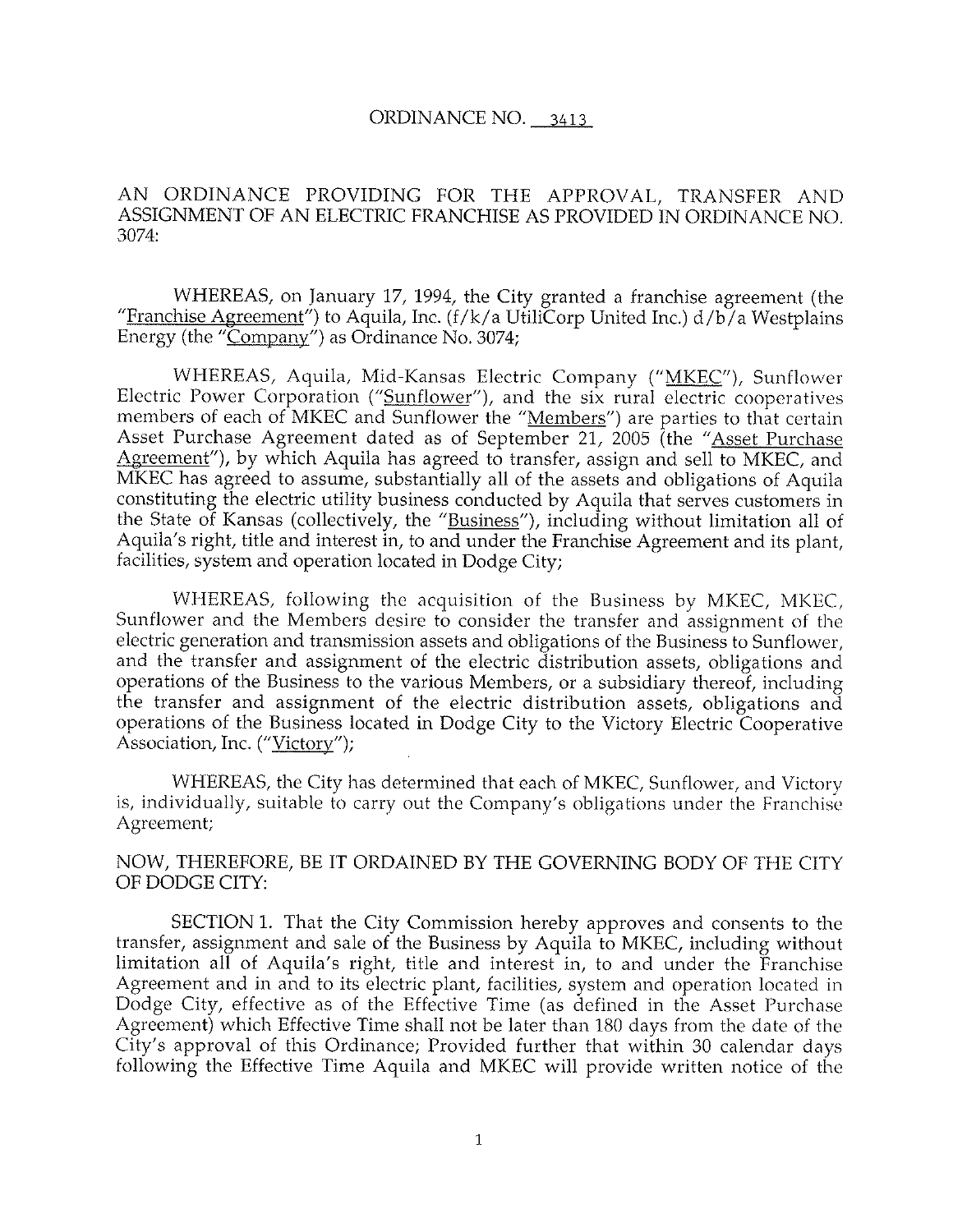ORDINANCE NO. 3413

AN ORDINANCE PROVIDING FOR THE APPROVAL, TRANSFER AND ASSIGNMENT OF AN ELECTRIC FRANCHISE AS PROVIDED IN ORDINANCE NO. 3074:

WHEREAS, on January 17, 1994, the City granted a franchise agreement (the "Franchise Agreement") to Aquila, Inc. (f/k/a UtiliCorp United Inc.) d/b/a Westplains Energy (the "Company") as Ordinance No. 3074;

WHEREAS, Aquila, Mid-Kansas Electric Company ("MKEC"), Sunflower Electric Power Corporation ("Sunflower"), and the six rural electric cooperatives members of each of MKEC and Sunflower the "Members") are parties to that certain Asset Purchase Agreement dated as of September 21, 2005 (the "Asset Purchase Agreement"), by which Aquila has agreed to transfer, assign and sell to MKEC, and MKEC has agreed to assume, substantially all of the assets and obligations of Aquila constituting the electric utility business conducted by Aquila that serves customers in the State of Kansas (collectively, the "Business"), including without limitation all of Aquila's right, title and interest in, to and under the Franchise Agreement and its plant, facilities, system and operation located in Dodge City;

WHEREAS, following the acquisition of the Business by MKEC, MKEC, Sunflower and the Members desire to consider the transfer and assignment of the electric generation and transmission assets and obligations of the Business to Sunflower, and the transfer and assignment of the electric distribution assets, obligations and operations of the Business to the various Members, or a subsidiary thereof, including the transfer and assignment of the electric distribution assets, obligations and operations of the Business located in Dodge City to the Victory Electric Cooperative Association, Inc. ("Victory");

WHEREAS, the City has determined that each of MKEC, Sunflower, and Victory is, individually, suitable to carry out the Company's obligations under the Franchise Agreement;

NOW, THEREFORE, BE IT ORDAINED BY THE GOVERNING BODY OF THE CITY OF DODGE CITY:

SECTION 1. That the City Commission hereby approves and consents to the transfer, assignment and sale of the Business by Aquila to MKEC, including without limitation all of Aquila's right, title and interest in, to and under the Franchise Agreement and in and to its electric plant, facilities, system and operation located in Dodge City, effective as of the Effective Time (as defined in the Asset Purchase Agreement) which Effective Time shall not be later than 180 days from the date of the City's approval of this Ordinance; Provided further that within 30 calendar days following the Effective Time Aquila and MKEC will provide written notice of the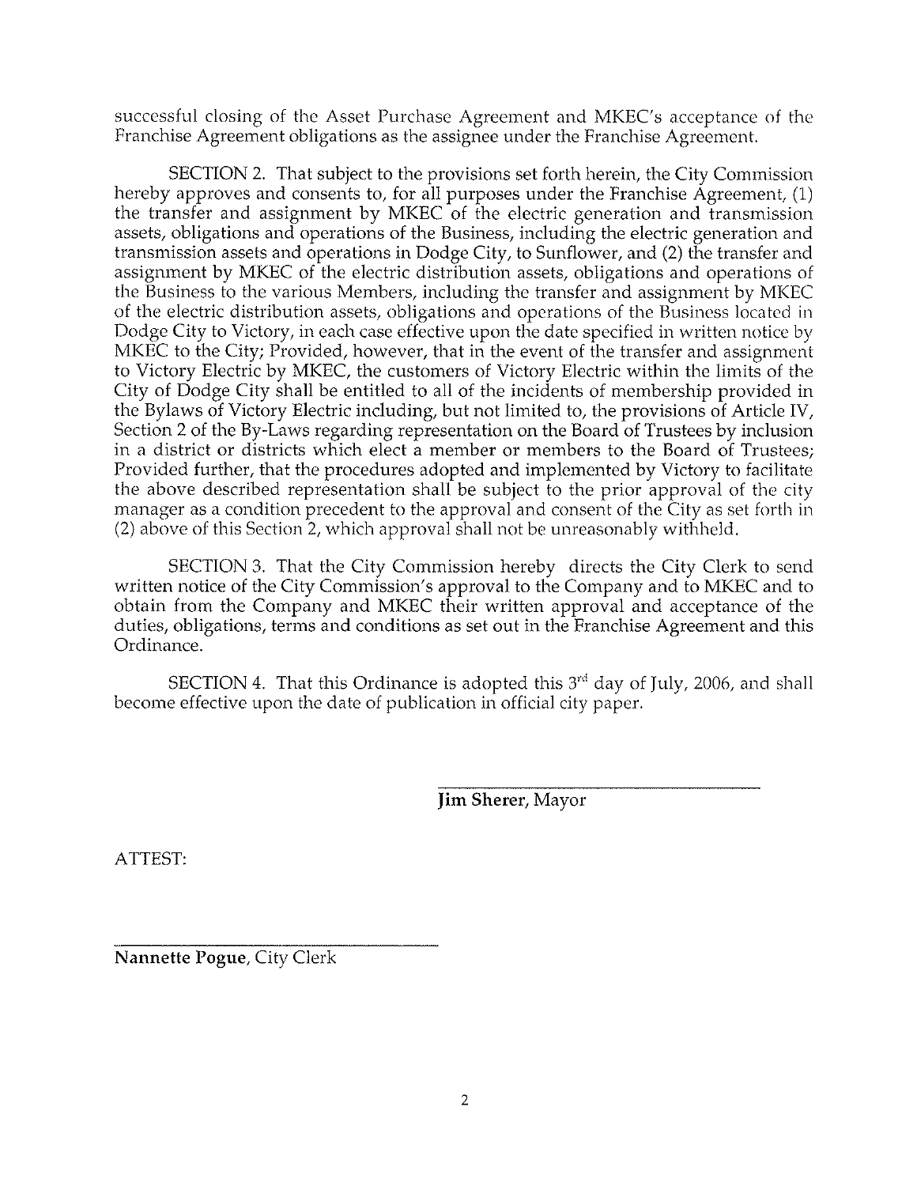successful closing of the Asset Purchase Agreement and MKEC's acceptance of the Franchise Agreement obligations as the assignee under the Franchise Agreement.

SECTION 2. That subject to the provisions set forth herein, the City Commission hereby approves and consents to, for all purposes under the Franchise Agreement, (1) the transfer and assignment by MKEC of the electric generation and transmission assets, obligations and operations of the Business, including the electric generation and transmission assets and operations in Dodge City, to Sunflower, and (2) the transfer and assignment by MKEC of the electric distribution assets, obligations and operations of the Business to the various Members, including the transfer and assignment by MKEC of the electric distribution assets, obligations and operations of the Business located in Dodge City to Victory, in each case effective upon the date specified in written notice by MKEC to the City; Provided, however, that in the event of the transfer and assignment to Victory Electric by MKEC, the customers of Victory Electric within the limits of the City of Dodge City shall be entitled to all of the incidents of membership provided in the Bylaws of Victory Electric including, but not limited to, the provisions of Article IV, Section 2 of the By-Laws regarding representation on the Board of Trustees by inclusion in a district or districts which elect a member or members to the Board of Trustees; Provided further, that the procedures adopted and implemented by Victory to facilitate the above described representation shall be subject to the prior approval of the city manager as a condition precedent to the approval and consent of the City as set forth in (2) above of this Section 2, which approval shall not be unreasonably withheld.

SECTION 3. That the City Commission hereby directs the City Clerk to send written notice of the City Commission's approval to the Company and to MKEC and to obtain from the Company and MKEC their written approval and acceptance of the duties, obligations, terms and conditions as set out in the Franchise Agreement and this Ordinance.

SECTION 4. That this Ordinance is adopted this 3rd day of July, 2006, and shall become effective upon the date of publication in official city paper.

\_\_\_\_\_\_\_\_\_\_\_\_\_\_\_\_\_\_\_\_\_\_\_\_\_\_\_\_\_\_\_\_

**Jim Sherer**, Mayor

ATTEST:

\_\_\_\_\_\_\_\_\_\_\_\_\_\_\_\_\_\_\_\_\_\_\_\_\_\_\_\_\_\_\_\_

**Nannette Pogue**, City Clerk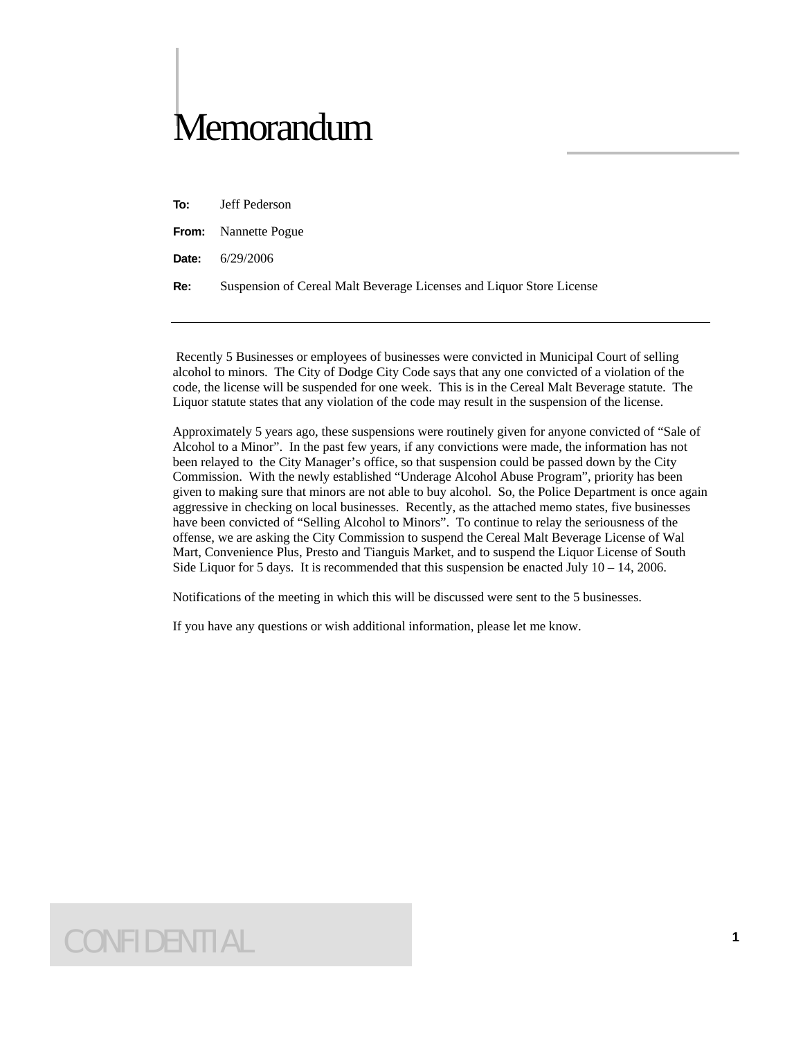# Memorandum

**To:** Jeff Pederson

**From:** Nannette Pogue

**Date:** 6/29/2006

**Re:** Suspension of Cereal Malt Beverage Licenses and Liquor Store License

---

Recently 5 Businesses or employees of businesses were convicted in Municipal Court of selling alcohol to minors. The City of Dodge City Code says that any one convicted of a violation of the code, the license will be suspended for one week. This is in the Cereal Malt Beverage statute. The Liquor statute states that any violation of the code may result in the suspension of the license.

Approximately 5 years ago, these suspensions were routinely given for anyone convicted of "Sale of Alcohol to a Minor". In the past few years, if any convictions were made, the information has not been relayed to the City Manager's office, so that suspension could be passed down by the City Commission. With the newly established "Underage Alcohol Abuse Program", priority has been given to making sure that minors are not able to buy alcohol. So, the Police Department is once again aggressive in checking on local businesses. Recently, as the attached memo states, five businesses have been convicted of "Selling Alcohol to Minors". To continue to relay the seriousness of the offense, we are asking the City Commission to suspend the Cereal Malt Beverage License of Wal Mart, Convenience Plus, Presto and Tianguis Market, and to suspend the Liquor License of South Side Liquor for 5 days. It is recommended that this suspension be enacted July 10 – 14, 2006.

Notifications of the meeting in which this will be discussed were sent to the 5 businesses.

If you have any questions or wish additional information, please let me know.

CONFIDENTIAL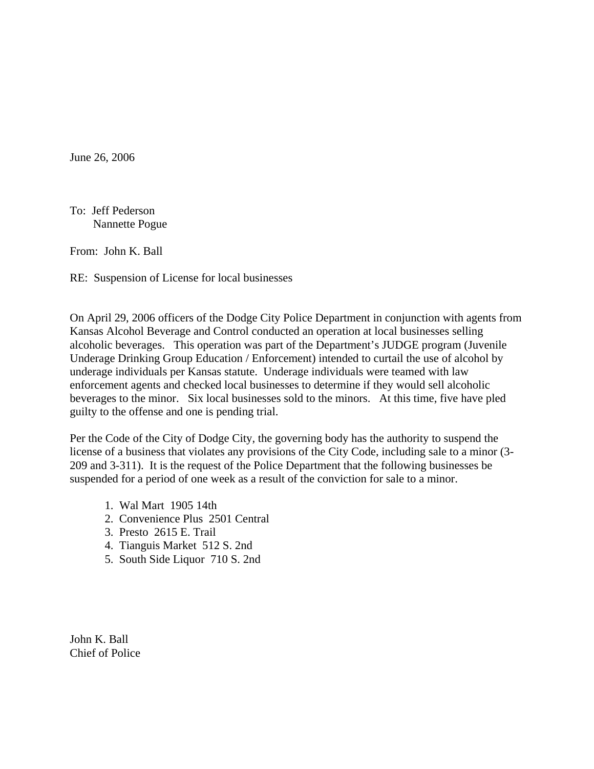June 26, 2006

To: Jeff Pederson
Nannette Pogue

From: John K. Ball

RE: Suspension of License for local businesses

On April 29, 2006 officers of the Dodge City Police Department in conjunction with agents from Kansas Alcohol Beverage and Control conducted an operation at local businesses selling alcoholic beverages. This operation was part of the Department's JUDGE program (Juvenile Underage Drinking Group Education / Enforcement) intended to curtail the use of alcohol by underage individuals per Kansas statute. Underage individuals were teamed with law enforcement agents and checked local businesses to determine if they would sell alcoholic beverages to the minor. Six local businesses sold to the minors. At this time, five have pled guilty to the offense and one is pending trial.

Per the Code of the City of Dodge City, the governing body has the authority to suspend the license of a business that violates any provisions of the City Code, including sale to a minor (3-209 and 3-311). It is the request of the Police Department that the following businesses be suspended for a period of one week as a result of the conviction for sale to a minor.

1. Wal Mart 1905 14th
2. Convenience Plus 2501 Central
3. Presto 2615 E. Trail
4. Tianguis Market 512 S. 2nd
5. South Side Liquor 710 S. 2nd

John K. Ball
Chief of Police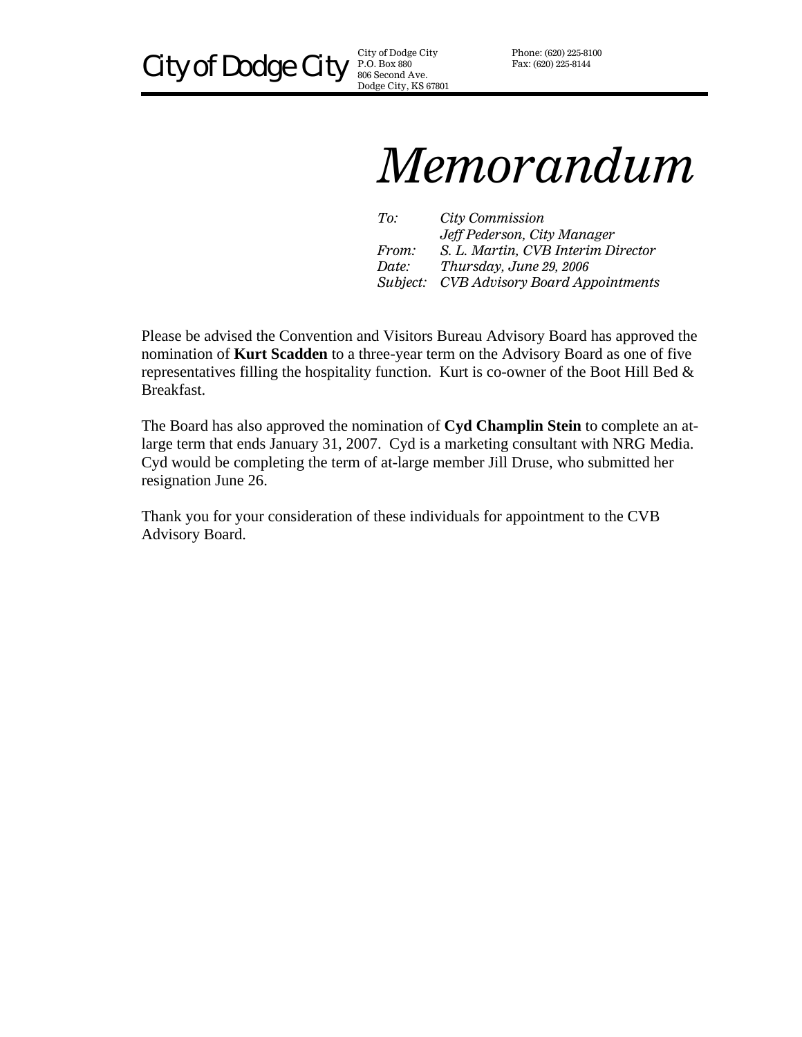City of Dodge City

City of Dodge City
P.O. Box 880
806 Second Ave.
Dodge City, KS 67801

Phone: (620) 225-8100
Fax: (620) 225-8144

# *Memorandum*

*To:* *City Commission*
*Jeff Pederson, City Manager*
*From:* *S. L. Martin, CVB Interim Director*
*Date:* *Thursday, June 29, 2006*
*Subject:* *CVB Advisory Board Appointments*

Please be advised the Convention and Visitors Bureau Advisory Board has approved the nomination of **Kurt Scadden** to a three-year term on the Advisory Board as one of five representatives filling the hospitality function. Kurt is co-owner of the Boot Hill Bed & Breakfast.

The Board has also approved the nomination of **Cyd Champlin Stein** to complete an at-large term that ends January 31, 2007. Cyd is a marketing consultant with NRG Media. Cyd would be completing the term of at-large member Jill Druse, who submitted her resignation June 26.

Thank you for your consideration of these individuals for appointment to the CVB Advisory Board.